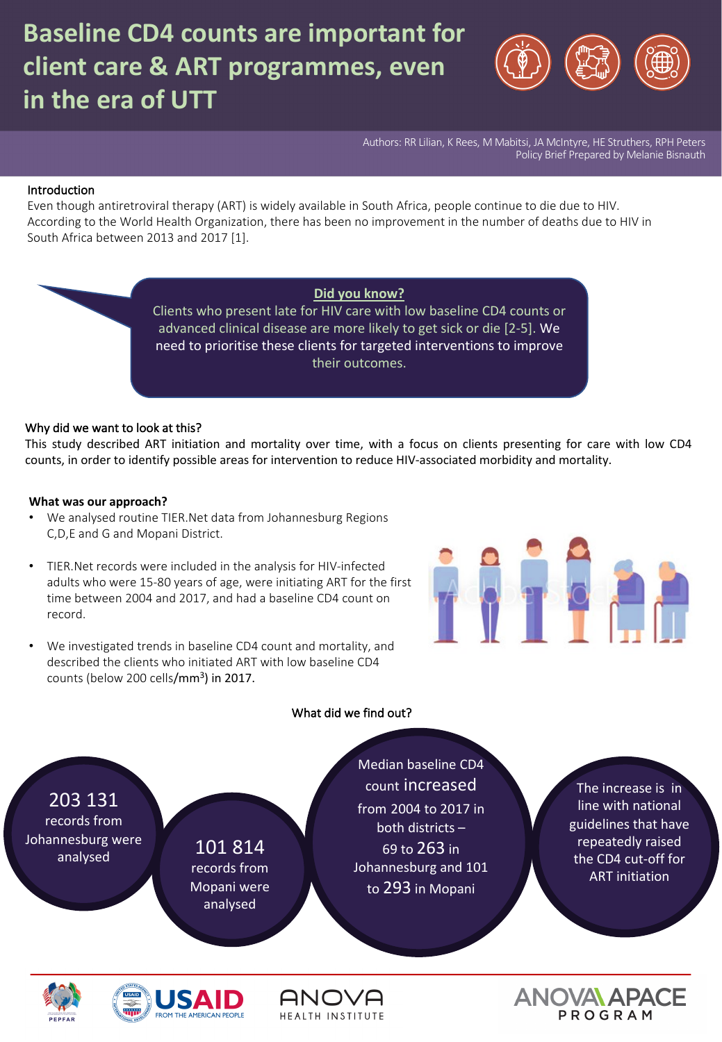# Baseline CD4 counts are important for client care & ART programmes, even in the era of UTT

Authors: RR Lilian, K Rees, M Mabitsi, JA McIntyre, HE Struthers, RPH Peters
Policy Brief Prepared by Melanie Bisnauth

## Introduction

Even though antiretroviral therapy (ART) is widely available in South Africa, people continue to die due to HIV. According to the World Health Organization, there has been no improvement in the number of deaths due to HIV in South Africa between 2013 and 2017 [1].

> **Did you know?**
> Clients who present late for HIV care with low baseline CD4 counts or advanced clinical disease are more likely to get sick or die [2-5]. We need to prioritise these clients for targeted interventions to improve their outcomes.

## Why did we want to look at this?

This study described ART initiation and mortality over time, with a focus on clients presenting for care with low CD4 counts, in order to identify possible areas for intervention to reduce HIV-associated morbidity and mortality.

## What was our approach?

- We analysed routine TIER.Net data from Johannesburg Regions C,D,E and G and Mopani District.
- TIER.Net records were included in the analysis for HIV-infected adults who were 15-80 years of age, were initiating ART for the first time between 2004 and 2017, and had a baseline CD4 count on record.
- We investigated trends in baseline CD4 count and mortality, and described the clients who initiated ART with low baseline CD4 counts (below 200 cells/mm$^3$) in 2017.

## What did we find out?

- **203 131** records from Johannesburg were analysed
- **101 814** records from Mopani were analysed
- Median baseline CD4 count **increased** from 2004 to 2017 in both districts – 69 to **263** in Johannesburg and 101 to **293** in Mopani
- The increase is in line with national guidelines that have repeatedly raised the CD4 cut-off for ART initiation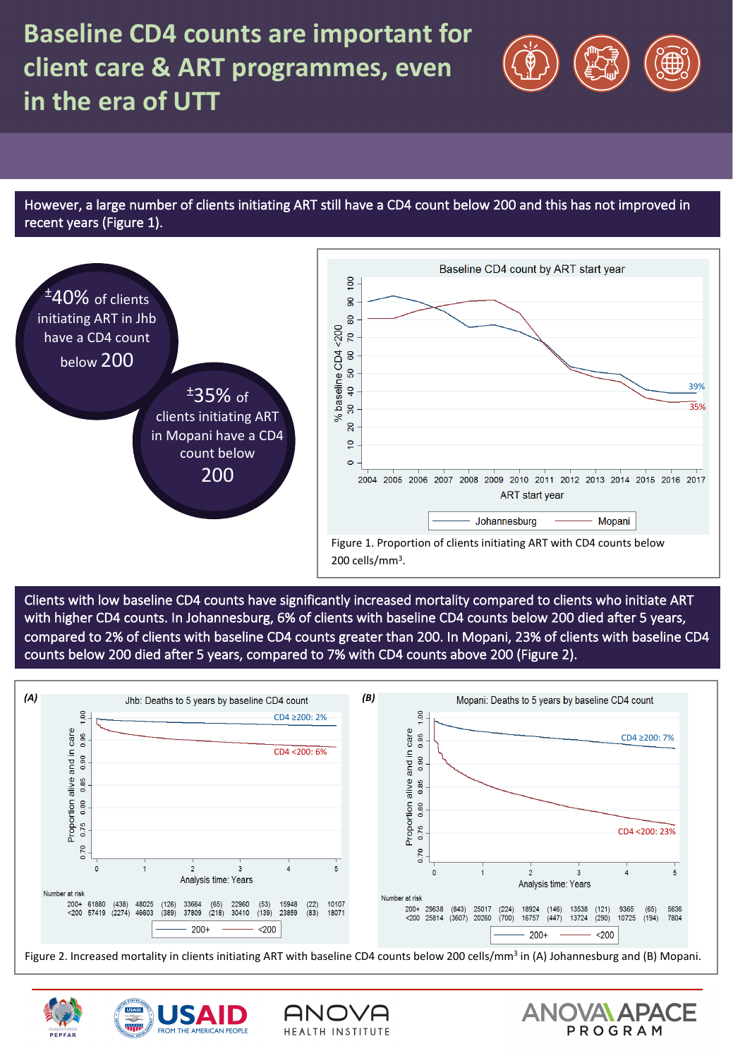# Baseline CD4 counts are important for client care & ART programmes, even in the era of UTT

However, a large number of clients initiating ART still have a CD4 count below 200 and this has not improved in recent years (Figure 1).

±40% of clients initiating ART in Jhb have a CD4 count below 200

±35% of clients initiating ART in Mopani have a CD4 count below 200

Figure 1. Proportion of clients initiating ART with CD4 counts below 200 cells/mm$^3$.

Clients with low baseline CD4 counts have significantly increased mortality compared to clients who initiate ART with higher CD4 counts. In Johannesburg, 6% of clients with baseline CD4 counts below 200 died after 5 years, compared to 2% of clients with baseline CD4 counts greater than 200. In Mopani, 23% of clients with baseline CD4 counts below 200 died after 5 years, compared to 7% with CD4 counts above 200 (Figure 2).

Figure 2. Increased mortality in clients initiating ART with baseline CD4 counts below 200 cells/mm$^3$ in (A) Johannesburg and (B) Mopani.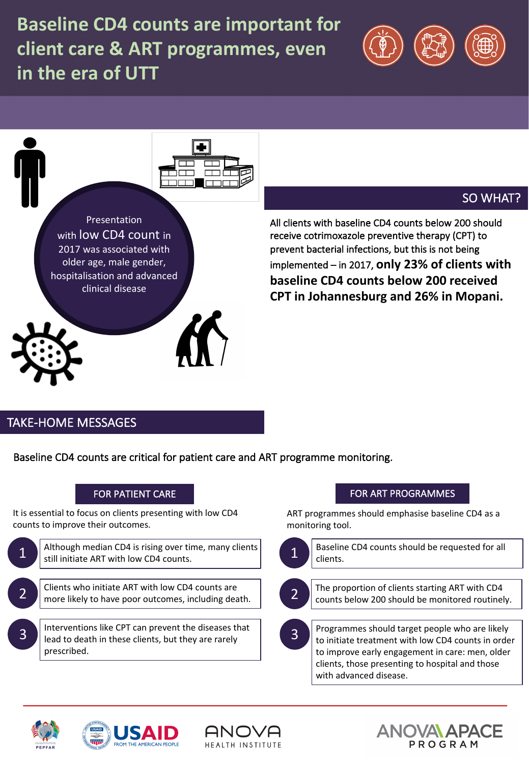# Baseline CD4 counts are important for client care & ART programmes, even in the era of UTT

Presentation with low CD4 count in 2017 was associated with older age, male gender, hospitalisation and advanced clinical disease

## SO WHAT?

All clients with baseline CD4 counts below 200 should receive cotrimoxazole preventive therapy (CPT) to prevent bacterial infections, but this is not being implemented – in 2017, **only 23% of clients with baseline CD4 counts below 200 received CPT in Johannesburg and 26% in Mopani.**

## TAKE-HOME MESSAGES

Baseline CD4 counts are critical for patient care and ART programme monitoring.

### FOR PATIENT CARE

It is essential to focus on clients presenting with low CD4 counts to improve their outcomes.

1. Although median CD4 is rising over time, many clients still initiate ART with low CD4 counts.
2. Clients who initiate ART with low CD4 counts are more likely to have poor outcomes, including death.
3. Interventions like CPT can prevent the diseases that lead to death in these clients, but they are rarely prescribed.

### FOR ART PROGRAMMES

ART programmes should emphasise baseline CD4 as a monitoring tool.

1. Baseline CD4 counts should be requested for all clients.
2. The proportion of clients starting ART with CD4 counts below 200 should be monitored routinely.
3. Programmes should target people who are likely to initiate treatment with low CD4 counts in order to improve early engagement in care: men, older clients, those presenting to hospital and those with advanced disease.

PEPFAR | USAID FROM THE AMERICAN PEOPLE | ANOVA HEALTH INSTITUTE | ANOVA APACE PROGRAM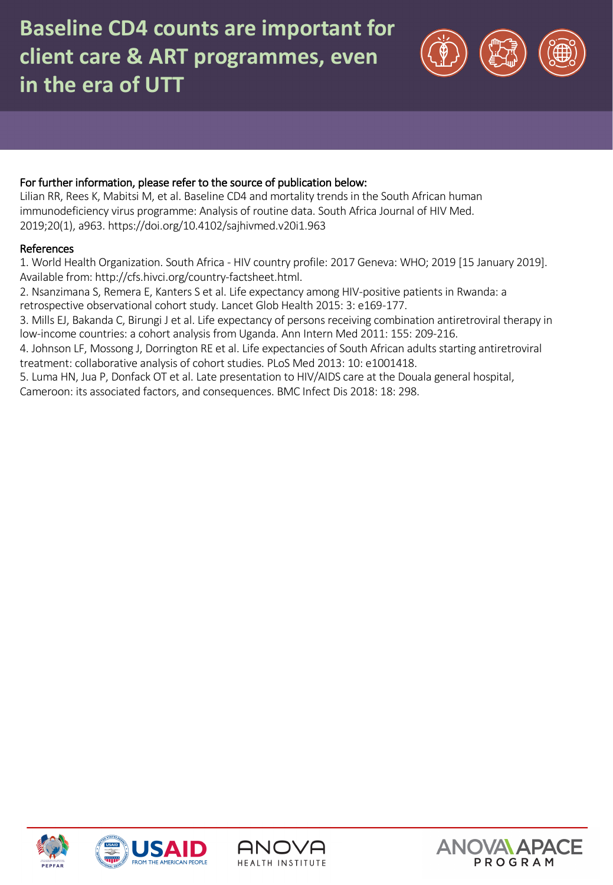# Baseline CD4 counts are important for client care & ART programmes, even in the era of UTT

For further information, please refer to the source of publication below:

Lilian RR, Rees K, Mabitsi M, et al. Baseline CD4 and mortality trends in the South African human immunodeficiency virus programme: Analysis of routine data. South Africa Journal of HIV Med. 2019;20(1), a963. https://doi.org/10.4102/sajhivmed.v20i1.963

References

1. World Health Organization. South Africa - HIV country profile: 2017 Geneva: WHO; 2019 [15 January 2019]. Available from: http://cfs.hivci.org/country-factsheet.html.
2. Nsanzimana S, Remera E, Kanters S et al. Life expectancy among HIV-positive patients in Rwanda: a retrospective observational cohort study. Lancet Glob Health 2015: 3: e169-177.
3. Mills EJ, Bakanda C, Birungi J et al. Life expectancy of persons receiving combination antiretroviral therapy in low-income countries: a cohort analysis from Uganda. Ann Intern Med 2011: 155: 209-216.
4. Johnson LF, Mossong J, Dorrington RE et al. Life expectancies of South African adults starting antiretroviral treatment: collaborative analysis of cohort studies. PLoS Med 2013: 10: e1001418.
5. Luma HN, Jua P, Donfack OT et al. Late presentation to HIV/AIDS care at the Douala general hospital, Cameroon: its associated factors, and consequences. BMC Infect Dis 2018: 18: 298.

PEPFAR USAID FROM THE AMERICAN PEOPLE ANOVA HEALTH INSTITUTE ANOVA APACE PROGRAM